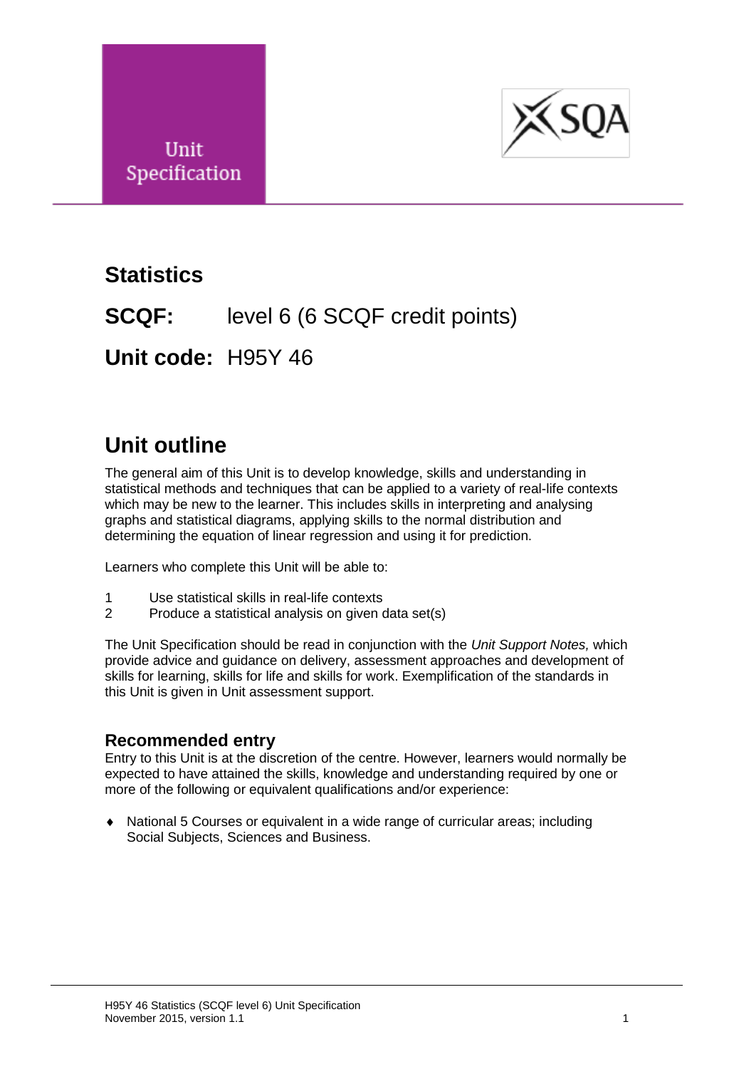Unit Specification

# Statistics

**SCQF:** level 6 (6 SCQF credit points)

**Unit code:** H95Y 46

## Unit outline

The general aim of this Unit is to develop knowledge, skills and understanding in statistical methods and techniques that can be applied to a variety of real-life contexts which may be new to the learner. This includes skills in interpreting and analysing graphs and statistical diagrams, applying skills to the normal distribution and determining the equation of linear regression and using it for prediction.

Learners who complete this Unit will be able to:

1 Use statistical skills in real-life contexts
2 Produce a statistical analysis on given data set(s)

The Unit Specification should be read in conjunction with the *Unit Support Notes,* which provide advice and guidance on delivery, assessment approaches and development of skills for learning, skills for life and skills for work. Exemplification of the standards in this Unit is given in Unit assessment support.

### Recommended entry

Entry to this Unit is at the discretion of the centre. However, learners would normally be expected to have attained the skills, knowledge and understanding required by one or more of the following or equivalent qualifications and/or experience:

- National 5 Courses or equivalent in a wide range of curricular areas; including Social Subjects, Sciences and Business.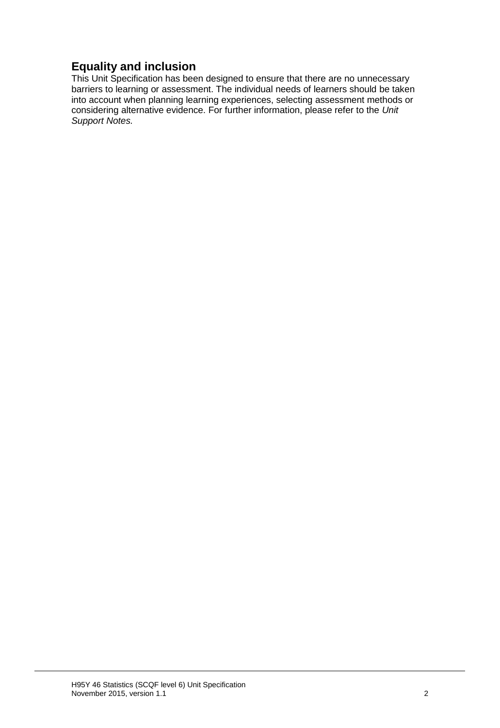## Equality and inclusion

This Unit Specification has been designed to ensure that there are no unnecessary barriers to learning or assessment. The individual needs of learners should be taken into account when planning learning experiences, selecting assessment methods or considering alternative evidence. For further information, please refer to the *Unit Support Notes.*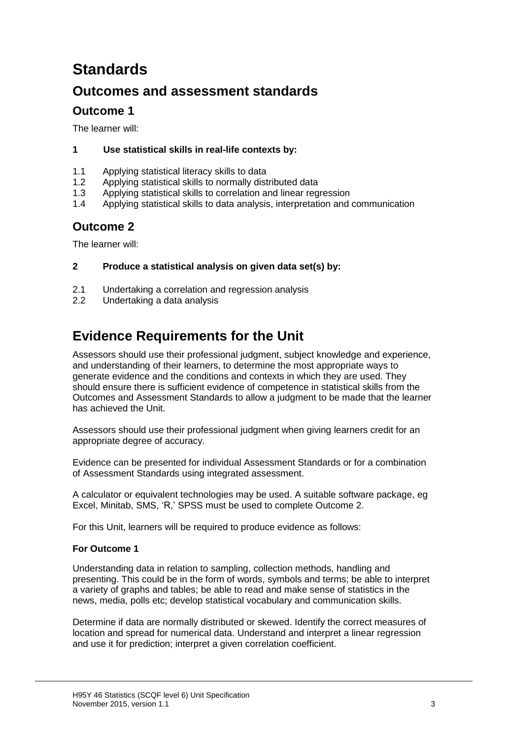# Standards

## Outcomes and assessment standards

### Outcome 1

The learner will:

**1 Use statistical skills in real-life contexts by:**

1.1 Applying statistical literacy skills to data
1.2 Applying statistical skills to normally distributed data
1.3 Applying statistical skills to correlation and linear regression
1.4 Applying statistical skills to data analysis, interpretation and communication

### Outcome 2

The learner will:

**2 Produce a statistical analysis on given data set(s) by:**

2.1 Undertaking a correlation and regression analysis
2.2 Undertaking a data analysis

## Evidence Requirements for the Unit

Assessors should use their professional judgment, subject knowledge and experience, and understanding of their learners, to determine the most appropriate ways to generate evidence and the conditions and contexts in which they are used. They should ensure there is sufficient evidence of competence in statistical skills from the Outcomes and Assessment Standards to allow a judgment to be made that the learner has achieved the Unit.

Assessors should use their professional judgment when giving learners credit for an appropriate degree of accuracy.

Evidence can be presented for individual Assessment Standards or for a combination of Assessment Standards using integrated assessment.

A calculator or equivalent technologies may be used. A suitable software package, eg Excel, Minitab, SMS, 'R,' SPSS must be used to complete Outcome 2.

For this Unit, learners will be required to produce evidence as follows:

**For Outcome 1**

Understanding data in relation to sampling, collection methods, handling and presenting. This could be in the form of words, symbols and terms; be able to interpret a variety of graphs and tables; be able to read and make sense of statistics in the news, media, polls etc; develop statistical vocabulary and communication skills.

Determine if data are normally distributed or skewed. Identify the correct measures of location and spread for numerical data. Understand and interpret a linear regression and use it for prediction; interpret a given correlation coefficient.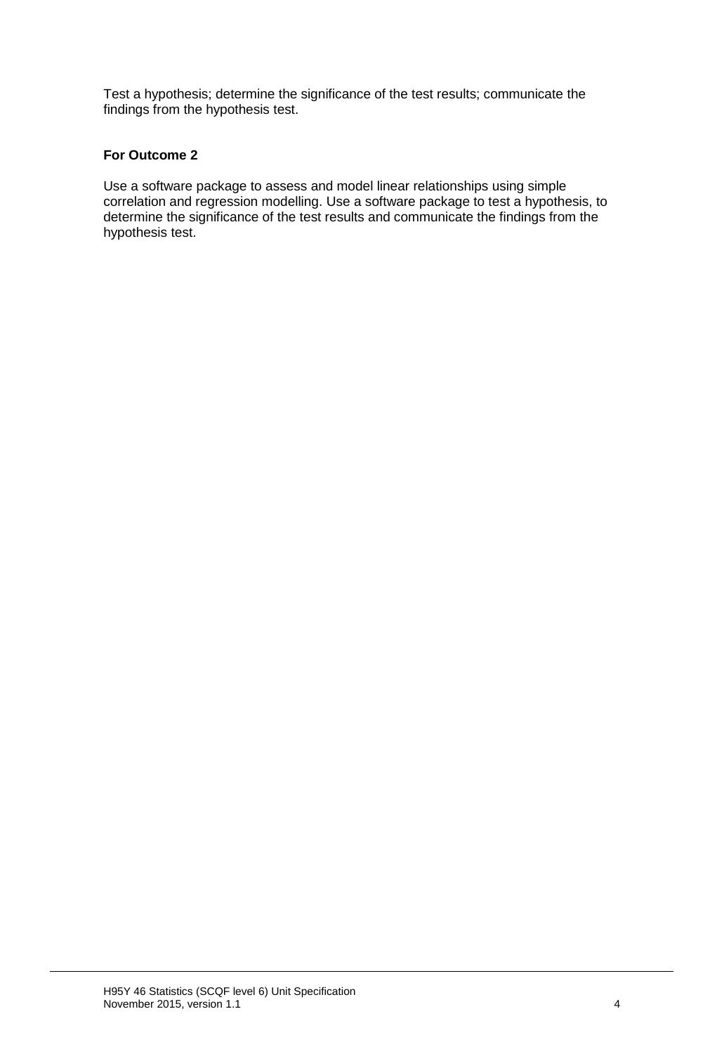Test a hypothesis; determine the significance of the test results; communicate the findings from the hypothesis test.

**For Outcome 2**

Use a software package to assess and model linear relationships using simple correlation and regression modelling. Use a software package to test a hypothesis, to determine the significance of the test results and communicate the findings from the hypothesis test.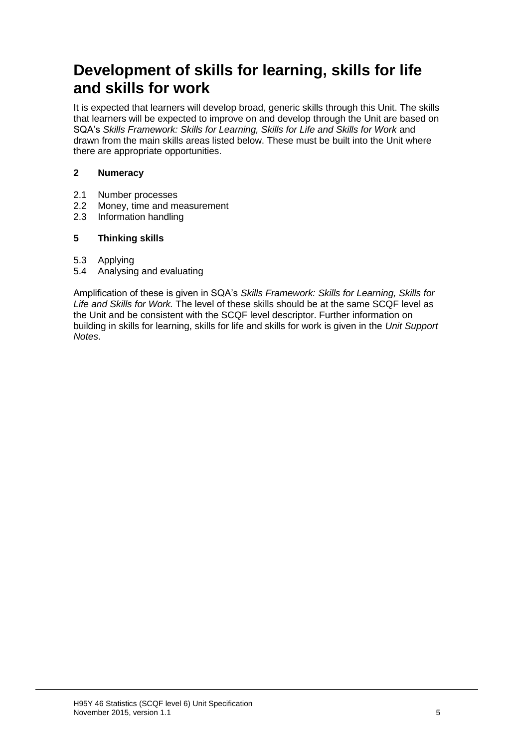## Development of skills for learning, skills for life and skills for work

It is expected that learners will develop broad, generic skills through this Unit. The skills that learners will be expected to improve on and develop through the Unit are based on SQA's *Skills Framework: Skills for Learning, Skills for Life and Skills for Work* and drawn from the main skills areas listed below. These must be built into the Unit where there are appropriate opportunities.

**2 Numeracy**

2.1 Number processes
2.2 Money, time and measurement
2.3 Information handling

**5 Thinking skills**

5.3 Applying
5.4 Analysing and evaluating

Amplification of these is given in SQA's *Skills Framework: Skills for Learning, Skills for Life and Skills for Work.* The level of these skills should be at the same SCQF level as the Unit and be consistent with the SCQF level descriptor. Further information on building in skills for learning, skills for life and skills for work is given in the *Unit Support Notes*.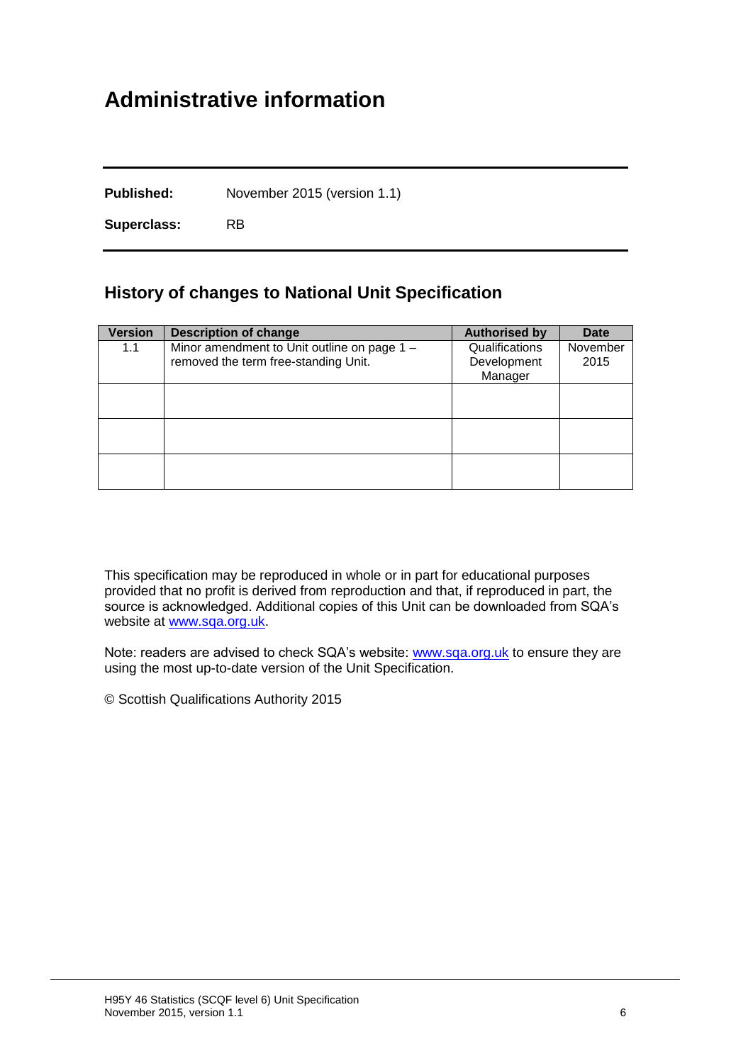# Administrative information

**Published:** November 2015 (version 1.1)

**Superclass:** RB

## History of changes to National Unit Specification

| Version | Description of change | Authorised by | Date |
|---|---|---|---|
| 1.1 | Minor amendment to Unit outline on page 1 – removed the term free-standing Unit. | Qualifications Development Manager | November 2015 |
| | | | |
| | | | |
| | | | |

This specification may be reproduced in whole or in part for educational purposes provided that no profit is derived from reproduction and that, if reproduced in part, the source is acknowledged. Additional copies of this Unit can be downloaded from SQA's website at www.sqa.org.uk.

Note: readers are advised to check SQA's website: www.sqa.org.uk to ensure they are using the most up-to-date version of the Unit Specification.

© Scottish Qualifications Authority 2015